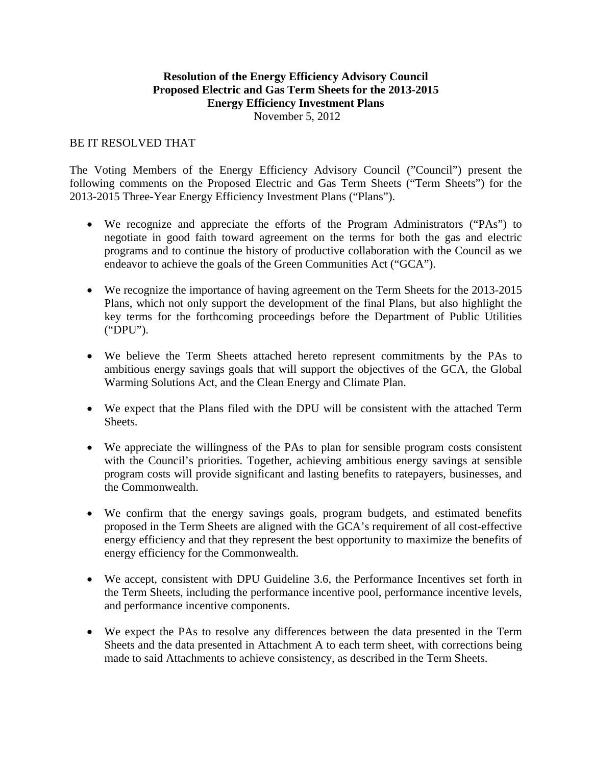**Resolution of the Energy Efficiency Advisory Council**
**Proposed Electric and Gas Term Sheets for the 2013-2015**
**Energy Efficiency Investment Plans**
November 5, 2012

BE IT RESOLVED THAT

The Voting Members of the Energy Efficiency Advisory Council ("Council") present the following comments on the Proposed Electric and Gas Term Sheets ("Term Sheets") for the 2013-2015 Three-Year Energy Efficiency Investment Plans ("Plans").

- We recognize and appreciate the efforts of the Program Administrators ("PAs") to negotiate in good faith toward agreement on the terms for both the gas and electric programs and to continue the history of productive collaboration with the Council as we endeavor to achieve the goals of the Green Communities Act ("GCA").

- We recognize the importance of having agreement on the Term Sheets for the 2013-2015 Plans, which not only support the development of the final Plans, but also highlight the key terms for the forthcoming proceedings before the Department of Public Utilities ("DPU").

- We believe the Term Sheets attached hereto represent commitments by the PAs to ambitious energy savings goals that will support the objectives of the GCA, the Global Warming Solutions Act, and the Clean Energy and Climate Plan.

- We expect that the Plans filed with the DPU will be consistent with the attached Term Sheets.

- We appreciate the willingness of the PAs to plan for sensible program costs consistent with the Council's priorities. Together, achieving ambitious energy savings at sensible program costs will provide significant and lasting benefits to ratepayers, businesses, and the Commonwealth.

- We confirm that the energy savings goals, program budgets, and estimated benefits proposed in the Term Sheets are aligned with the GCA's requirement of all cost-effective energy efficiency and that they represent the best opportunity to maximize the benefits of energy efficiency for the Commonwealth.

- We accept, consistent with DPU Guideline 3.6, the Performance Incentives set forth in the Term Sheets, including the performance incentive pool, performance incentive levels, and performance incentive components.

- We expect the PAs to resolve any differences between the data presented in the Term Sheets and the data presented in Attachment A to each term sheet, with corrections being made to said Attachments to achieve consistency, as described in the Term Sheets.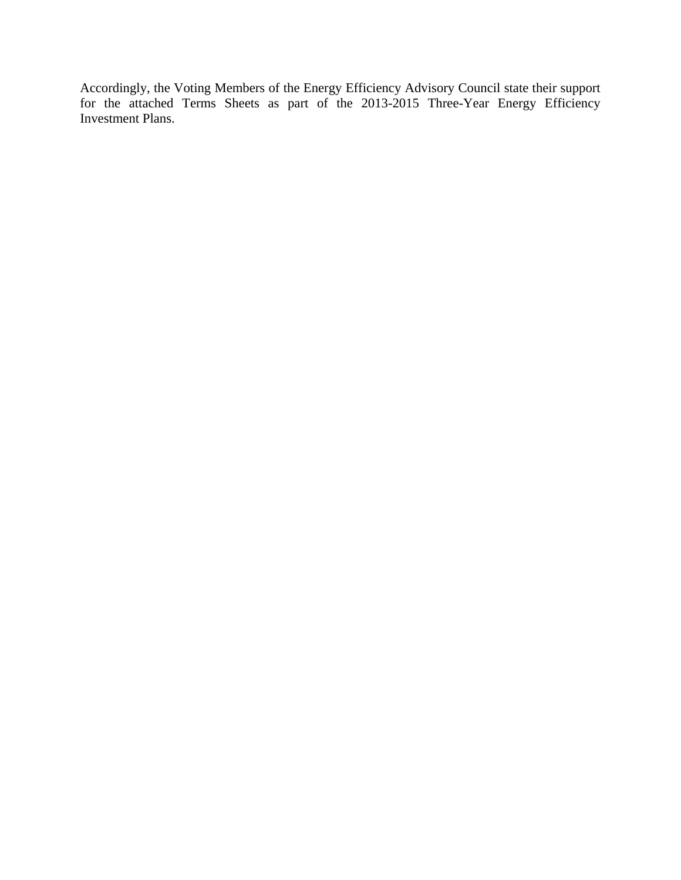Accordingly, the Voting Members of the Energy Efficiency Advisory Council state their support for the attached Terms Sheets as part of the 2013-2015 Three-Year Energy Efficiency Investment Plans.